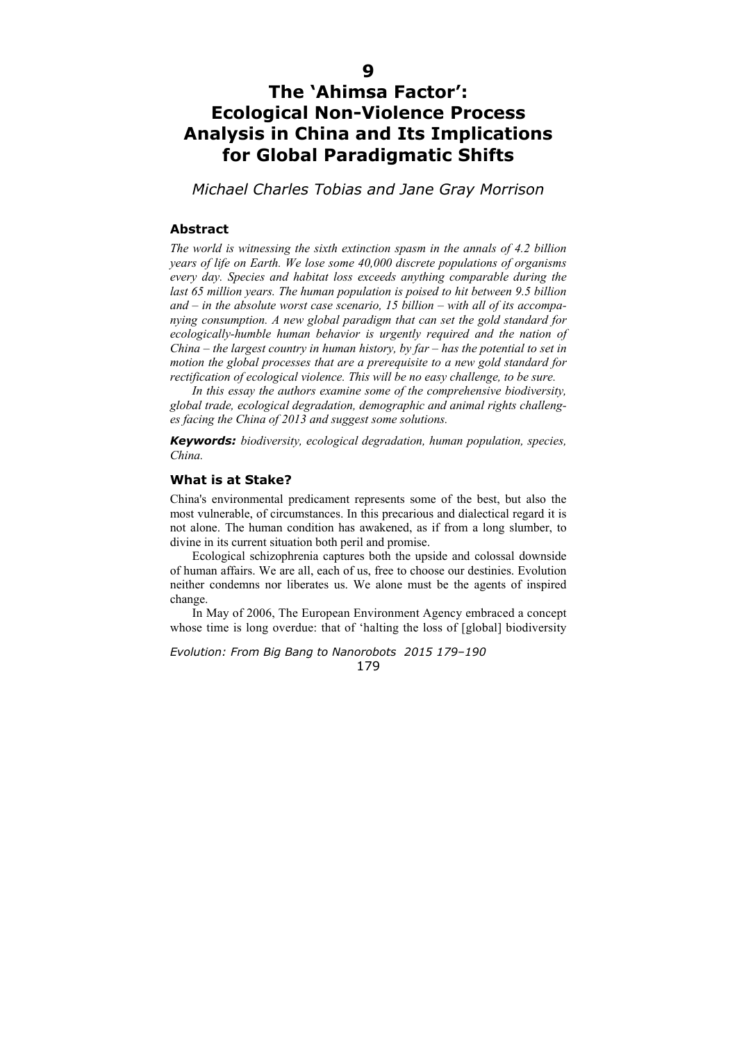# 9

# The 'Ahimsa Factor': Ecological Non-Violence Process Analysis in China and Its Implications for Global Paradigmatic Shifts

*Michael Charles Tobias and Jane Gray Morrison*

### Abstract

*The world is witnessing the sixth extinction spasm in the annals of 4.2 billion years of life on Earth. We lose some 40,000 discrete populations of organisms every day. Species and habitat loss exceeds anything comparable during the last 65 million years. The human population is poised to hit between 9.5 billion and – in the absolute worst case scenario, 15 billion – with all of its accompanying consumption. A new global paradigm that can set the gold standard for ecologically-humble human behavior is urgently required and the nation of China – the largest country in human history, by far – has the potential to set in motion the global processes that are a prerequisite to a new gold standard for rectification of ecological violence. This will be no easy challenge, to be sure.*

*In this essay the authors examine some of the comprehensive biodiversity, global trade, ecological degradation, demographic and animal rights challenges facing the China of 2013 and suggest some solutions.*

***Keywords:*** *biodiversity, ecological degradation, human population, species, China.*

### What is at Stake?

China's environmental predicament represents some of the best, but also the most vulnerable, of circumstances. In this precarious and dialectical regard it is not alone. The human condition has awakened, as if from a long slumber, to divine in its current situation both peril and promise.

Ecological schizophrenia captures both the upside and colossal downside of human affairs. We are all, each of us, free to choose our destinies. Evolution neither condemns nor liberates us. We alone must be the agents of inspired change.

In May of 2006, The European Environment Agency embraced a concept whose time is long overdue: that of 'halting the loss of [global] biodiversity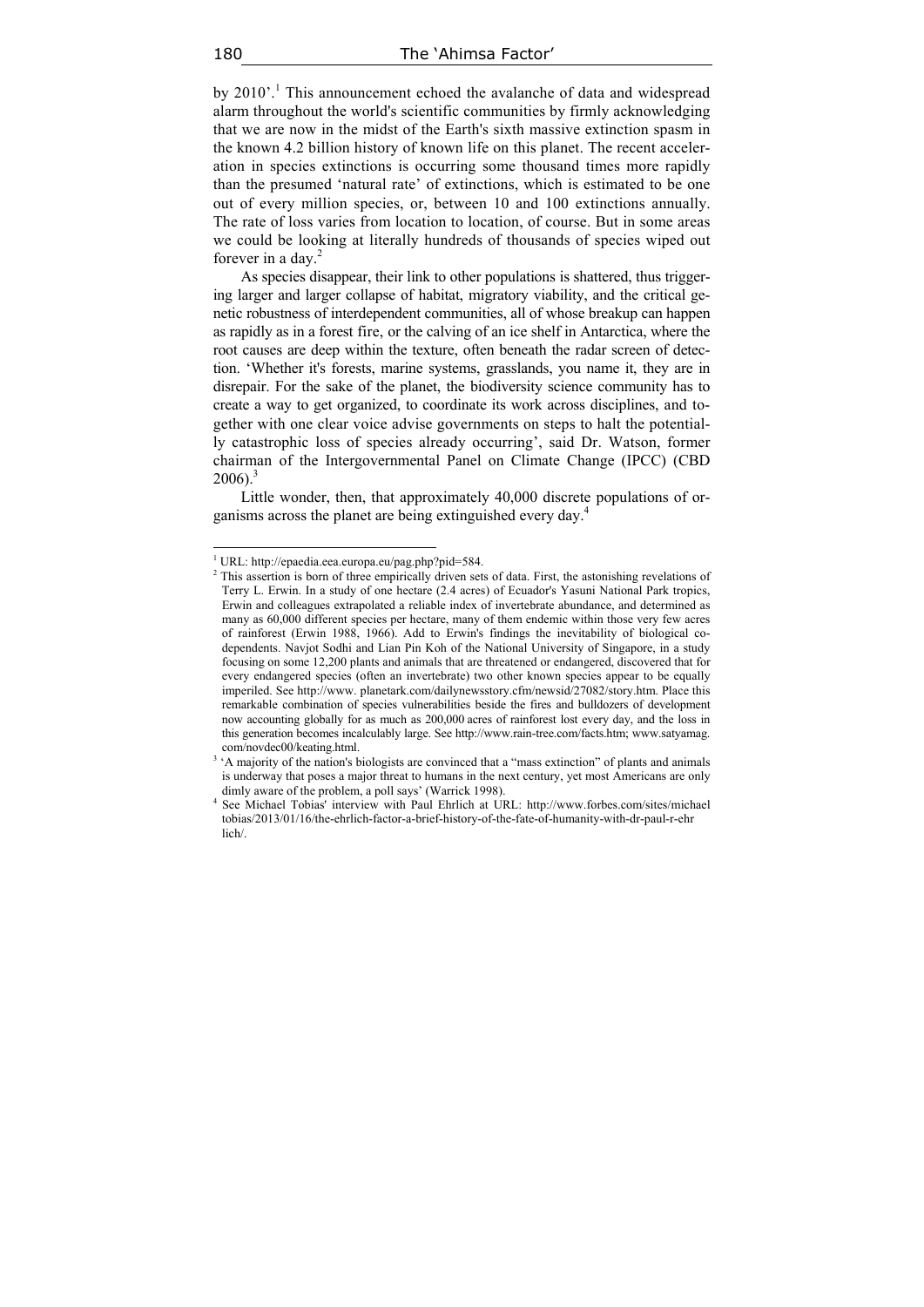by 2010'.[1] This announcement echoed the avalanche of data and widespread alarm throughout the world's scientific communities by firmly acknowledging that we are now in the midst of the Earth's sixth massive extinction spasm in the known 4.2 billion history of known life on this planet. The recent acceleration in species extinctions is occurring some thousand times more rapidly than the presumed 'natural rate' of extinctions, which is estimated to be one out of every million species, or, between 10 and 100 extinctions annually. The rate of loss varies from location to location, of course. But in some areas we could be looking at literally hundreds of thousands of species wiped out forever in a day.[2]

As species disappear, their link to other populations is shattered, thus triggering larger and larger collapse of habitat, migratory viability, and the critical genetic robustness of interdependent communities, all of whose breakup can happen as rapidly as in a forest fire, or the calving of an ice shelf in Antarctica, where the root causes are deep within the texture, often beneath the radar screen of detection. 'Whether it's forests, marine systems, grasslands, you name it, they are in disrepair. For the sake of the planet, the biodiversity science community has to create a way to get organized, to coordinate its work across disciplines, and together with one clear voice advise governments on steps to halt the potentially catastrophic loss of species already occurring', said Dr. Watson, former chairman of the Intergovernmental Panel on Climate Change (IPCC) (CBD 2006).[3]

Little wonder, then, that approximately 40,000 discrete populations of organisms across the planet are being extinguished every day.[4]

---

[1] URL: http://epaedia.eea.europa.eu/pag.php?pid=584.

[2] This assertion is born of three empirically driven sets of data. First, the astonishing revelations of Terry L. Erwin. In a study of one hectare (2.4 acres) of Ecuador's Yasuni National Park tropics, Erwin and colleagues extrapolated a reliable index of invertebrate abundance, and determined as many as 60,000 different species per hectare, many of them endemic within those very few acres of rainforest (Erwin 1988, 1966). Add to Erwin's findings the inevitability of biological co-dependents. Navjot Sodhi and Lian Pin Koh of the National University of Singapore, in a study focusing on some 12,200 plants and animals that are threatened or endangered, discovered that for every endangered species (often an invertebrate) two other known species appear to be equally imperiled. See http://www. planetark.com/dailynewsstory.cfm/newsid/27082/story.htm. Place this remarkable combination of species vulnerabilities beside the fires and bulldozers of development now accounting globally for as much as 200,000 acres of rainforest lost every day, and the loss in this generation becomes incalculably large. See http://www.rain-tree.com/facts.htm; www.satyamag.com/novdec00/keating.html.

[3] 'A majority of the nation's biologists are convinced that a "mass extinction" of plants and animals is underway that poses a major threat to humans in the next century, yet most Americans are only dimly aware of the problem, a poll says' (Warrick 1998).

[4] See Michael Tobias' interview with Paul Ehrlich at URL: http://www.forbes.com/sites/michaeltobias/2013/01/16/the-ehrlich-factor-a-brief-history-of-the-fate-of-humanity-with-dr-paul-r-ehrlich/.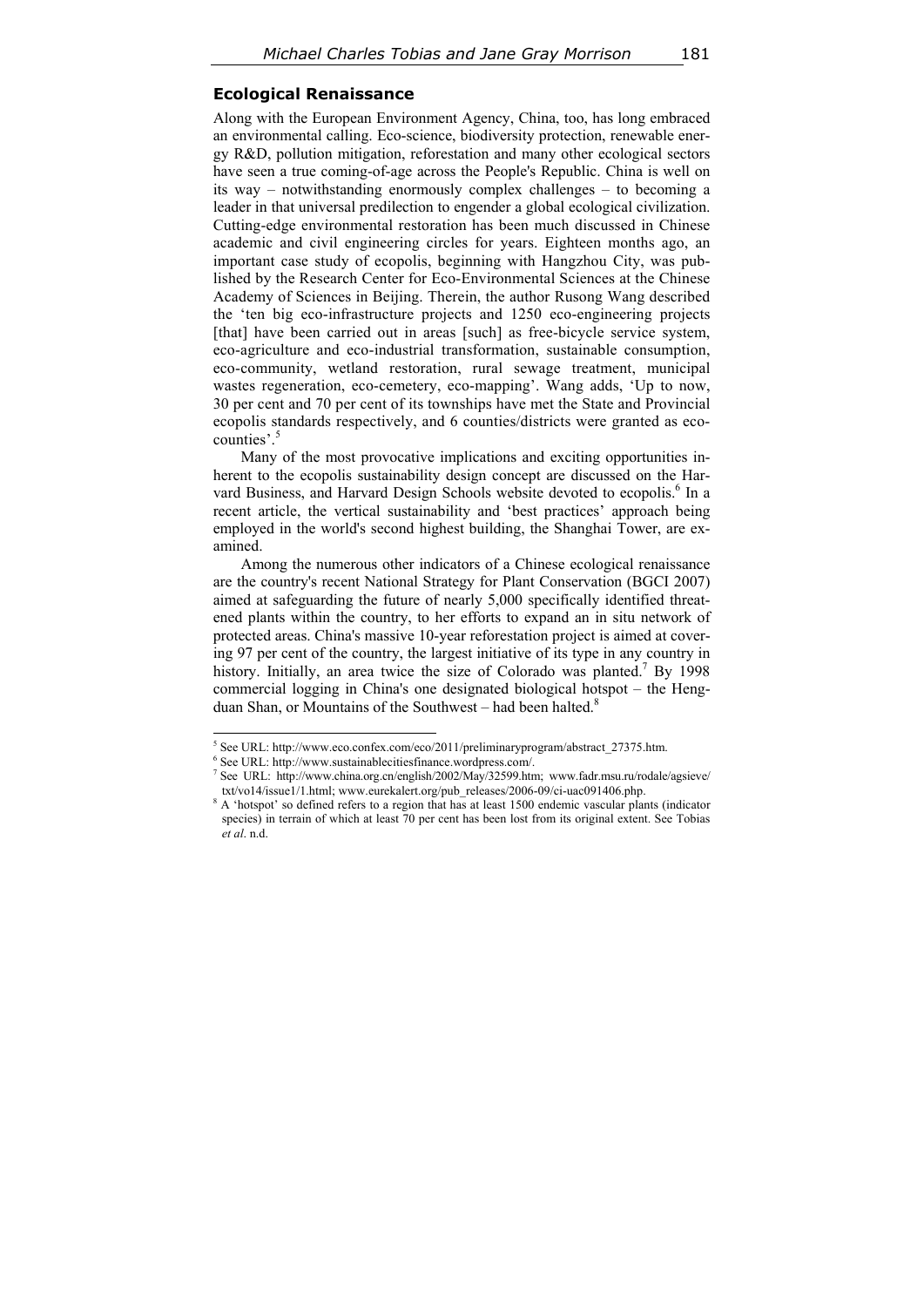## Ecological Renaissance

Along with the European Environment Agency, China, too, has long embraced an environmental calling. Eco-science, biodiversity protection, renewable energy R&D, pollution mitigation, reforestation and many other ecological sectors have seen a true coming-of-age across the People's Republic. China is well on its way – notwithstanding enormously complex challenges – to becoming a leader in that universal predilection to engender a global ecological civilization. Cutting-edge environmental restoration has been much discussed in Chinese academic and civil engineering circles for years. Eighteen months ago, an important case study of ecopolis, beginning with Hangzhou City, was published by the Research Center for Eco-Environmental Sciences at the Chinese Academy of Sciences in Beijing. Therein, the author Rusong Wang described the 'ten big eco-infrastructure projects and 1250 eco-engineering projects [that] have been carried out in areas [such] as free-bicycle service system, eco-agriculture and eco-industrial transformation, sustainable consumption, eco-community, wetland restoration, rural sewage treatment, municipal wastes regeneration, eco-cemetery, eco-mapping'. Wang adds, 'Up to now, 30 per cent and 70 per cent of its townships have met the State and Provincial ecopolis standards respectively, and 6 counties/districts were granted as eco-counties'.[5]

Many of the most provocative implications and exciting opportunities inherent to the ecopolis sustainability design concept are discussed on the Harvard Business, and Harvard Design Schools website devoted to ecopolis.[6] In a recent article, the vertical sustainability and 'best practices' approach being employed in the world's second highest building, the Shanghai Tower, are examined.

Among the numerous other indicators of a Chinese ecological renaissance are the country's recent National Strategy for Plant Conservation (BGCI 2007) aimed at safeguarding the future of nearly 5,000 specifically identified threatened plants within the country, to her efforts to expand an in situ network of protected areas. China's massive 10-year reforestation project is aimed at covering 97 per cent of the country, the largest initiative of its type in any country in history. Initially, an area twice the size of Colorado was planted.[7] By 1998 commercial logging in China's one designated biological hotspot – the Hengduan Shan, or Mountains of the Southwest – had been halted.[8]

---

[5] See URL: http://www.eco.confex.com/eco/2011/preliminaryprogram/abstract_27375.htm.

[6] See URL: http://www.sustainablecitiesfinance.wordpress.com/.

[7] See URL: http://www.china.org.cn/english/2002/May/32599.htm; www.fadr.msu.ru/rodale/agsieve/txt/vo14/issue1/1.html; www.eurekalert.org/pub_releases/2006-09/ci-uac091406.php.

[8] A 'hotspot' so defined refers to a region that has at least 1500 endemic vascular plants (indicator species) in terrain of which at least 70 per cent has been lost from its original extent. See Tobias *et al*. n.d.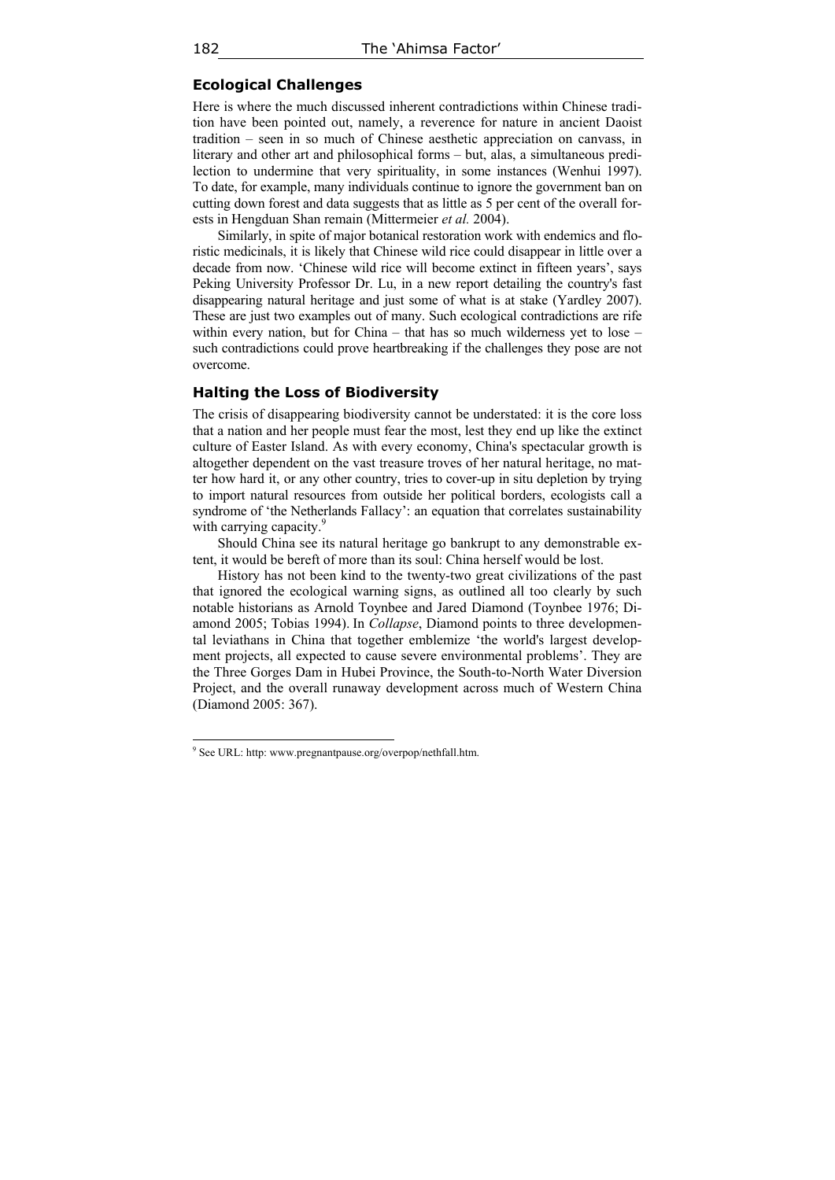## Ecological Challenges

Here is where the much discussed inherent contradictions within Chinese tradition have been pointed out, namely, a reverence for nature in ancient Daoist tradition – seen in so much of Chinese aesthetic appreciation on canvass, in literary and other art and philosophical forms – but, alas, a simultaneous predilection to undermine that very spirituality, in some instances (Wenhui 1997). To date, for example, many individuals continue to ignore the government ban on cutting down forest and data suggests that as little as 5 per cent of the overall forests in Hengduan Shan remain (Mittermeier *et al.* 2004).

Similarly, in spite of major botanical restoration work with endemics and floristic medicinals, it is likely that Chinese wild rice could disappear in little over a decade from now. 'Chinese wild rice will become extinct in fifteen years', says Peking University Professor Dr. Lu, in a new report detailing the country's fast disappearing natural heritage and just some of what is at stake (Yardley 2007). These are just two examples out of many. Such ecological contradictions are rife within every nation, but for China – that has so much wilderness yet to lose – such contradictions could prove heartbreaking if the challenges they pose are not overcome.

## Halting the Loss of Biodiversity

The crisis of disappearing biodiversity cannot be understated: it is the core loss that a nation and her people must fear the most, lest they end up like the extinct culture of Easter Island. As with every economy, China's spectacular growth is altogether dependent on the vast treasure troves of her natural heritage, no matter how hard it, or any other country, tries to cover-up in situ depletion by trying to import natural resources from outside her political borders, ecologists call a syndrome of 'the Netherlands Fallacy': an equation that correlates sustainability with carrying capacity.[9]

Should China see its natural heritage go bankrupt to any demonstrable extent, it would be bereft of more than its soul: China herself would be lost.

History has not been kind to the twenty-two great civilizations of the past that ignored the ecological warning signs, as outlined all too clearly by such notable historians as Arnold Toynbee and Jared Diamond (Toynbee 1976; Diamond 2005; Tobias 1994). In *Collapse*, Diamond points to three developmental leviathans in China that together emblemize 'the world's largest development projects, all expected to cause severe environmental problems'. They are the Three Gorges Dam in Hubei Province, the South-to-North Water Diversion Project, and the overall runaway development across much of Western China (Diamond 2005: 367).

---

[9] See URL: http: www.pregnantpause.org/overpop/nethfall.htm.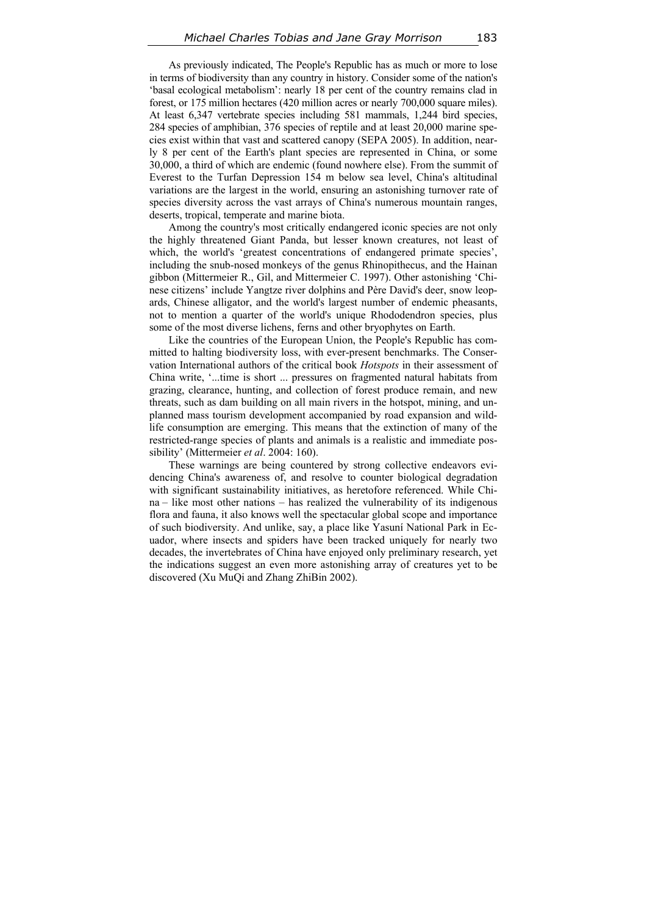As previously indicated, The People's Republic has as much or more to lose in terms of biodiversity than any country in history. Consider some of the nation's 'basal ecological metabolism': nearly 18 per cent of the country remains clad in forest, or 175 million hectares (420 million acres or nearly 700,000 square miles). At least 6,347 vertebrate species including 581 mammals, 1,244 bird species, 284 species of amphibian, 376 species of reptile and at least 20,000 marine species exist within that vast and scattered canopy (SEPA 2005). In addition, nearly 8 per cent of the Earth's plant species are represented in China, or some 30,000, a third of which are endemic (found nowhere else). From the summit of Everest to the Turfan Depression 154 m below sea level, China's altitudinal variations are the largest in the world, ensuring an astonishing turnover rate of species diversity across the vast arrays of China's numerous mountain ranges, deserts, tropical, temperate and marine biota.

Among the country's most critically endangered iconic species are not only the highly threatened Giant Panda, but lesser known creatures, not least of which, the world's 'greatest concentrations of endangered primate species', including the snub-nosed monkeys of the genus Rhinopithecus, and the Hainan gibbon (Mittermeier R., Gil, and Mittermeier C. 1997). Other astonishing 'Chinese citizens' include Yangtze river dolphins and Père David's deer, snow leopards, Chinese alligator, and the world's largest number of endemic pheasants, not to mention a quarter of the world's unique Rhododendron species, plus some of the most diverse lichens, ferns and other bryophytes on Earth.

Like the countries of the European Union, the People's Republic has committed to halting biodiversity loss, with ever-present benchmarks. The Conservation International authors of the critical book *Hotspots* in their assessment of China write, '...time is short ... pressures on fragmented natural habitats from grazing, clearance, hunting, and collection of forest produce remain, and new threats, such as dam building on all main rivers in the hotspot, mining, and unplanned mass tourism development accompanied by road expansion and wildlife consumption are emerging. This means that the extinction of many of the restricted-range species of plants and animals is a realistic and immediate possibility' (Mittermeier *et al*. 2004: 160).

These warnings are being countered by strong collective endeavors evidencing China's awareness of, and resolve to counter biological degradation with significant sustainability initiatives, as heretofore referenced. While China – like most other nations – has realized the vulnerability of its indigenous flora and fauna, it also knows well the spectacular global scope and importance of such biodiversity. And unlike, say, a place like Yasuní National Park in Ecuador, where insects and spiders have been tracked uniquely for nearly two decades, the invertebrates of China have enjoyed only preliminary research, yet the indications suggest an even more astonishing array of creatures yet to be discovered (Xu MuQi and Zhang ZhiBin 2002).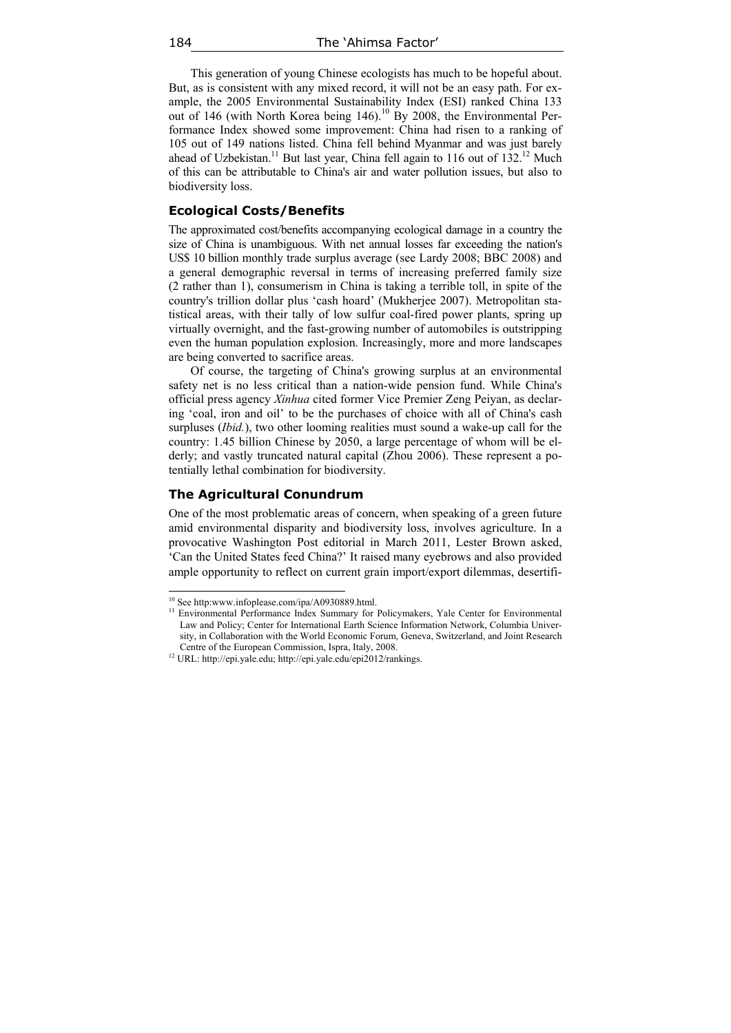This generation of young Chinese ecologists has much to be hopeful about. But, as is consistent with any mixed record, it will not be an easy path. For example, the 2005 Environmental Sustainability Index (ESI) ranked China 133 out of 146 (with North Korea being 146).[10] By 2008, the Environmental Performance Index showed some improvement: China had risen to a ranking of 105 out of 149 nations listed. China fell behind Myanmar and was just barely ahead of Uzbekistan.[11] But last year, China fell again to 116 out of 132.[12] Much of this can be attributable to China's air and water pollution issues, but also to biodiversity loss.

## Ecological Costs/Benefits

The approximated cost/benefits accompanying ecological damage in a country the size of China is unambiguous. With net annual losses far exceeding the nation's US$ 10 billion monthly trade surplus average (see Lardy 2008; BBC 2008) and a general demographic reversal in terms of increasing preferred family size (2 rather than 1), consumerism in China is taking a terrible toll, in spite of the country's trillion dollar plus 'cash hoard' (Mukherjee 2007). Metropolitan statistical areas, with their tally of low sulfur coal-fired power plants, spring up virtually overnight, and the fast-growing number of automobiles is outstripping even the human population explosion. Increasingly, more and more landscapes are being converted to sacrifice areas.

Of course, the targeting of China's growing surplus at an environmental safety net is no less critical than a nation-wide pension fund. While China's official press agency *Xinhua* cited former Vice Premier Zeng Peiyan, as declaring 'coal, iron and oil' to be the purchases of choice with all of China's cash surpluses (*Ibid.*), two other looming realities must sound a wake-up call for the country: 1.45 billion Chinese by 2050, a large percentage of whom will be elderly; and vastly truncated natural capital (Zhou 2006). These represent a potentially lethal combination for biodiversity.

## The Agricultural Conundrum

One of the most problematic areas of concern, when speaking of a green future amid environmental disparity and biodiversity loss, involves agriculture. In a provocative Washington Post editorial in March 2011, Lester Brown asked, 'Can the United States feed China?' It raised many eyebrows and also provided ample opportunity to reflect on current grain import/export dilemmas, desertifi-

---

[10] See http:www.infoplease.com/ipa/A0930889.html.

[11] Environmental Performance Index Summary for Policymakers, Yale Center for Environmental Law and Policy; Center for International Earth Science Information Network, Columbia University, in Collaboration with the World Economic Forum, Geneva, Switzerland, and Joint Research Centre of the European Commission, Ispra, Italy, 2008.

[12] URL: http://epi.yale.edu; http://epi.yale.edu/epi2012/rankings.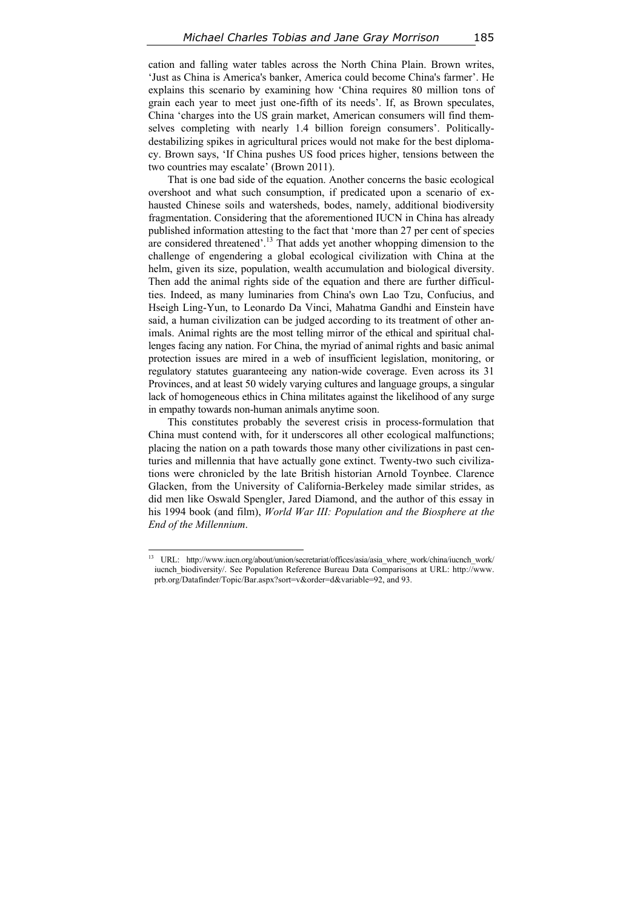cation and falling water tables across the North China Plain. Brown writes, 'Just as China is America's banker, America could become China's farmer'. He explains this scenario by examining how 'China requires 80 million tons of grain each year to meet just one-fifth of its needs'. If, as Brown speculates, China 'charges into the US grain market, American consumers will find themselves completing with nearly 1.4 billion foreign consumers'. Politically-destabilizing spikes in agricultural prices would not make for the best diplomacy. Brown says, 'If China pushes US food prices higher, tensions between the two countries may escalate' (Brown 2011).

That is one bad side of the equation. Another concerns the basic ecological overshoot and what such consumption, if predicated upon a scenario of exhausted Chinese soils and watersheds, bodes, namely, additional biodiversity fragmentation. Considering that the aforementioned IUCN in China has already published information attesting to the fact that 'more than 27 per cent of species are considered threatened'.[13] That adds yet another whopping dimension to the challenge of engendering a global ecological civilization with China at the helm, given its size, population, wealth accumulation and biological diversity. Then add the animal rights side of the equation and there are further difficulties. Indeed, as many luminaries from China's own Lao Tzu, Confucius, and Hseigh Ling-Yun, to Leonardo Da Vinci, Mahatma Gandhi and Einstein have said, a human civilization can be judged according to its treatment of other animals. Animal rights are the most telling mirror of the ethical and spiritual challenges facing any nation. For China, the myriad of animal rights and basic animal protection issues are mired in a web of insufficient legislation, monitoring, or regulatory statutes guaranteeing any nation-wide coverage. Even across its 31 Provinces, and at least 50 widely varying cultures and language groups, a singular lack of homogeneous ethics in China militates against the likelihood of any surge in empathy towards non-human animals anytime soon.

This constitutes probably the severest crisis in process-formulation that China must contend with, for it underscores all other ecological malfunctions; placing the nation on a path towards those many other civilizations in past centuries and millennia that have actually gone extinct. Twenty-two such civilizations were chronicled by the late British historian Arnold Toynbee. Clarence Glacken, from the University of California-Berkeley made similar strides, as did men like Oswald Spengler, Jared Diamond, and the author of this essay in his 1994 book (and film), *World War III: Population and the Biosphere at the End of the Millennium*.

---

[13] URL: http://www.iucn.org/about/union/secretariat/offices/asia/asia_where_work/china/iucnch_work/iucnch_biodiversity/. See Population Reference Bureau Data Comparisons at URL: http://www.prb.org/Datafinder/Topic/Bar.aspx?sort=v&order=d&variable=92, and 93.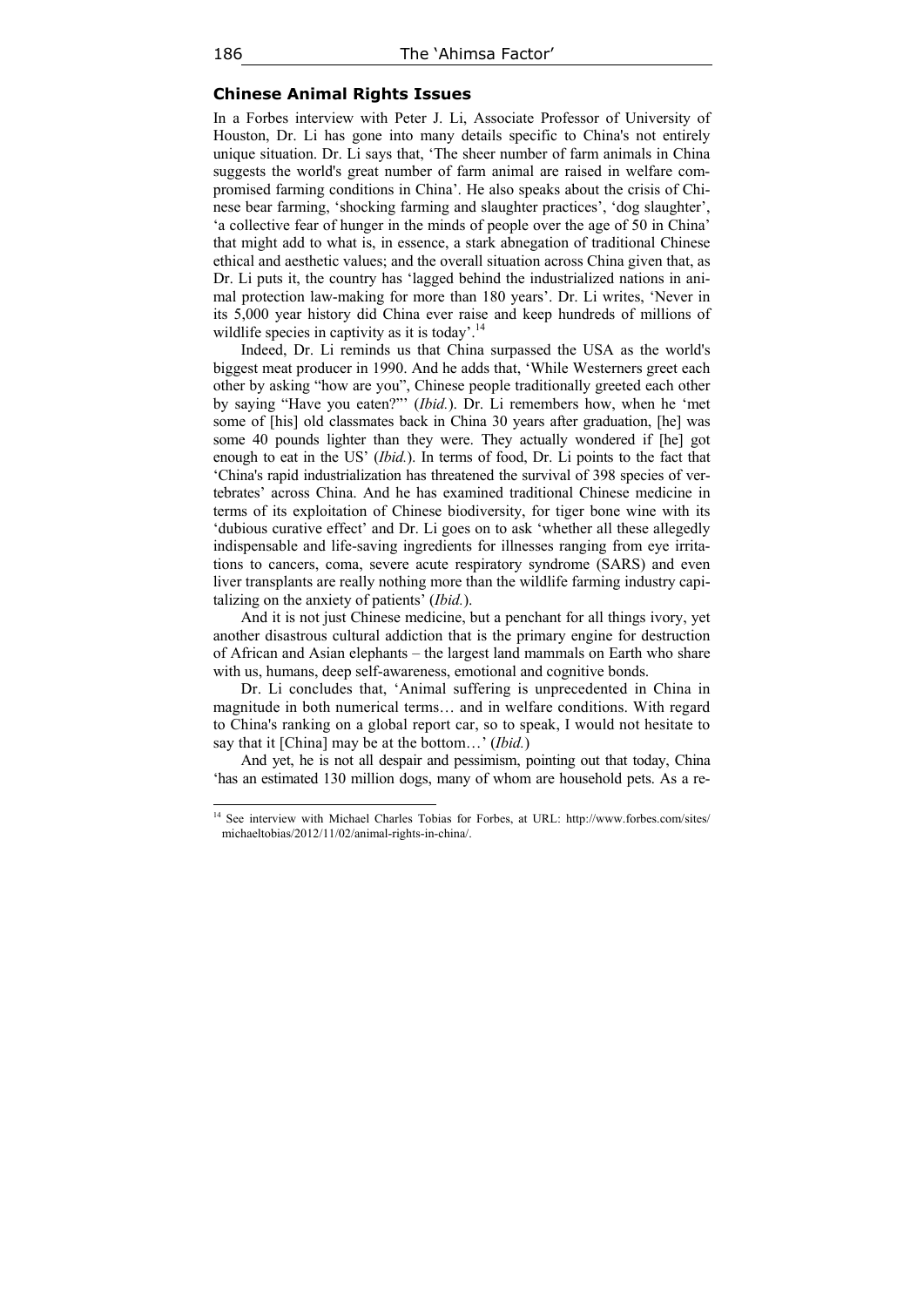### Chinese Animal Rights Issues

In a Forbes interview with Peter J. Li, Associate Professor of University of Houston, Dr. Li has gone into many details specific to China's not entirely unique situation. Dr. Li says that, 'The sheer number of farm animals in China suggests the world's great number of farm animal are raised in welfare compromised farming conditions in China'. He also speaks about the crisis of Chinese bear farming, 'shocking farming and slaughter practices', 'dog slaughter', 'a collective fear of hunger in the minds of people over the age of 50 in China' that might add to what is, in essence, a stark abnegation of traditional Chinese ethical and aesthetic values; and the overall situation across China given that, as Dr. Li puts it, the country has 'lagged behind the industrialized nations in animal protection law-making for more than 180 years'. Dr. Li writes, 'Never in its 5,000 year history did China ever raise and keep hundreds of millions of wildlife species in captivity as it is today'.[14]

Indeed, Dr. Li reminds us that China surpassed the USA as the world's biggest meat producer in 1990. And he adds that, 'While Westerners greet each other by asking "how are you", Chinese people traditionally greeted each other by saying "Have you eaten?"' (*Ibid.*). Dr. Li remembers how, when he 'met some of [his] old classmates back in China 30 years after graduation, [he] was some 40 pounds lighter than they were. They actually wondered if [he] got enough to eat in the US' (*Ibid.*). In terms of food, Dr. Li points to the fact that 'China's rapid industrialization has threatened the survival of 398 species of vertebrates' across China. And he has examined traditional Chinese medicine in terms of its exploitation of Chinese biodiversity, for tiger bone wine with its 'dubious curative effect' and Dr. Li goes on to ask 'whether all these allegedly indispensable and life-saving ingredients for illnesses ranging from eye irritations to cancers, coma, severe acute respiratory syndrome (SARS) and even liver transplants are really nothing more than the wildlife farming industry capitalizing on the anxiety of patients' (*Ibid.*).

And it is not just Chinese medicine, but a penchant for all things ivory, yet another disastrous cultural addiction that is the primary engine for destruction of African and Asian elephants – the largest land mammals on Earth who share with us, humans, deep self-awareness, emotional and cognitive bonds.

Dr. Li concludes that, 'Animal suffering is unprecedented in China in magnitude in both numerical terms… and in welfare conditions. With regard to China's ranking on a global report car, so to speak, I would not hesitate to say that it [China] may be at the bottom…' (*Ibid.*)

And yet, he is not all despair and pessimism, pointing out that today, China 'has an estimated 130 million dogs, many of whom are household pets. As a re-

---

[14] See interview with Michael Charles Tobias for Forbes, at URL: http://www.forbes.com/sites/michaeltobias/2012/11/02/animal-rights-in-china/.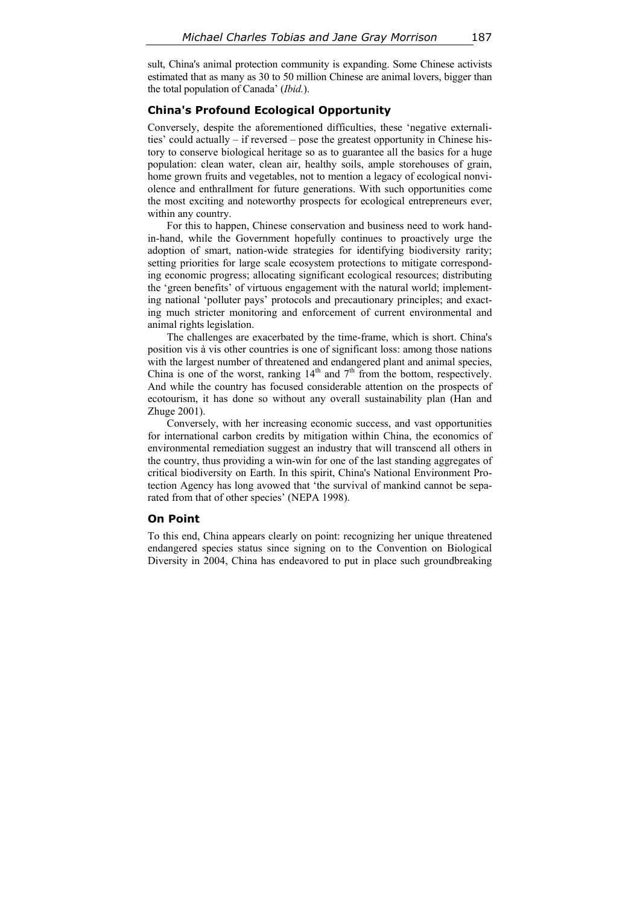sult, China's animal protection community is expanding. Some Chinese activists estimated that as many as 30 to 50 million Chinese are animal lovers, bigger than the total population of Canada' (*Ibid.*).

## China's Profound Ecological Opportunity

Conversely, despite the aforementioned difficulties, these 'negative externalities' could actually – if reversed – pose the greatest opportunity in Chinese history to conserve biological heritage so as to guarantee all the basics for a huge population: clean water, clean air, healthy soils, ample storehouses of grain, home grown fruits and vegetables, not to mention a legacy of ecological nonviolence and enthrallment for future generations. With such opportunities come the most exciting and noteworthy prospects for ecological entrepreneurs ever, within any country.

For this to happen, Chinese conservation and business need to work hand-in-hand, while the Government hopefully continues to proactively urge the adoption of smart, nation-wide strategies for identifying biodiversity rarity; setting priorities for large scale ecosystem protections to mitigate corresponding economic progress; allocating significant ecological resources; distributing the 'green benefits' of virtuous engagement with the natural world; implementing national 'polluter pays' protocols and precautionary principles; and exacting much stricter monitoring and enforcement of current environmental and animal rights legislation.

The challenges are exacerbated by the time-frame, which is short. China's position vis à vis other countries is one of significant loss: among those nations with the largest number of threatened and endangered plant and animal species, China is one of the worst, ranking 14th and 7th from the bottom, respectively. And while the country has focused considerable attention on the prospects of ecotourism, it has done so without any overall sustainability plan (Han and Zhuge 2001).

Conversely, with her increasing economic success, and vast opportunities for international carbon credits by mitigation within China, the economics of environmental remediation suggest an industry that will transcend all others in the country, thus providing a win-win for one of the last standing aggregates of critical biodiversity on Earth. In this spirit, China's National Environment Protection Agency has long avowed that 'the survival of mankind cannot be separated from that of other species' (NEPA 1998).

## On Point

To this end, China appears clearly on point: recognizing her unique threatened endangered species status since signing on to the Convention on Biological Diversity in 2004, China has endeavored to put in place such groundbreaking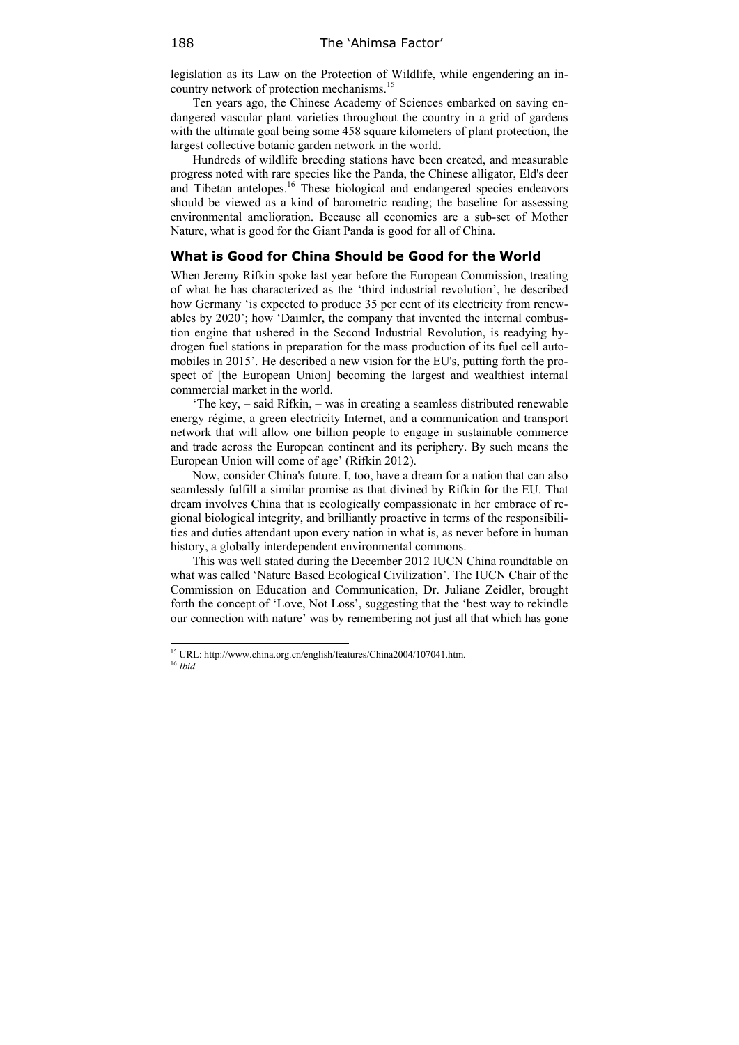legislation as its Law on the Protection of Wildlife, while engendering an in-country network of protection mechanisms.[15]

Ten years ago, the Chinese Academy of Sciences embarked on saving endangered vascular plant varieties throughout the country in a grid of gardens with the ultimate goal being some 458 square kilometers of plant protection, the largest collective botanic garden network in the world.

Hundreds of wildlife breeding stations have been created, and measurable progress noted with rare species like the Panda, the Chinese alligator, Eld's deer and Tibetan antelopes.[16] These biological and endangered species endeavors should be viewed as a kind of barometric reading; the baseline for assessing environmental amelioration. Because all economics are a sub-set of Mother Nature, what is good for the Giant Panda is good for all of China.

### What is Good for China Should be Good for the World

When Jeremy Rifkin spoke last year before the European Commission, treating of what he has characterized as the 'third industrial revolution', he described how Germany 'is expected to produce 35 per cent of its electricity from renewables by 2020'; how 'Daimler, the company that invented the internal combustion engine that ushered in the Second Industrial Revolution, is readying hydrogen fuel stations in preparation for the mass production of its fuel cell automobiles in 2015'. He described a new vision for the EU's, putting forth the prospect of [the European Union] becoming the largest and wealthiest internal commercial market in the world.

'The key, – said Rifkin, – was in creating a seamless distributed renewable energy régime, a green electricity Internet, and a communication and transport network that will allow one billion people to engage in sustainable commerce and trade across the European continent and its periphery. By such means the European Union will come of age' (Rifkin 2012).

Now, consider China's future. I, too, have a dream for a nation that can also seamlessly fulfill a similar promise as that divined by Rifkin for the EU. That dream involves China that is ecologically compassionate in her embrace of regional biological integrity, and brilliantly proactive in terms of the responsibilities and duties attendant upon every nation in what is, as never before in human history, a globally interdependent environmental commons.

This was well stated during the December 2012 IUCN China roundtable on what was called 'Nature Based Ecological Civilization'. The IUCN Chair of the Commission on Education and Communication, Dr. Juliane Zeidler, brought forth the concept of 'Love, Not Loss', suggesting that the 'best way to rekindle our connection with nature' was by remembering not just all that which has gone

---

[15] URL: http://www.china.org.cn/english/features/China2004/107041.htm.

[16] *Ibid.*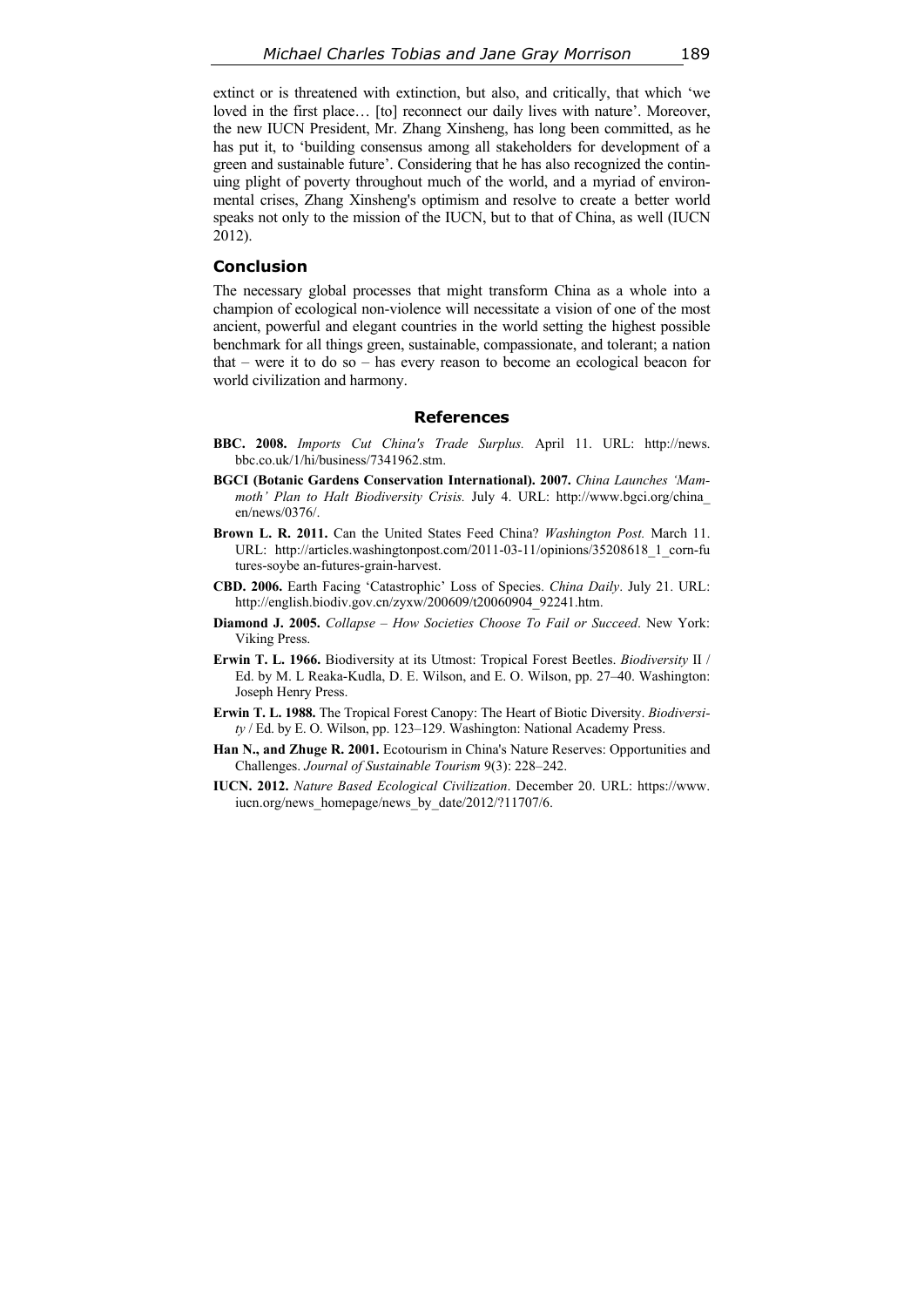extinct or is threatened with extinction, but also, and critically, that which 'we loved in the first place… [to] reconnect our daily lives with nature'. Moreover, the new IUCN President, Mr. Zhang Xinsheng, has long been committed, as he has put it, to 'building consensus among all stakeholders for development of a green and sustainable future'. Considering that he has also recognized the continuing plight of poverty throughout much of the world, and a myriad of environmental crises, Zhang Xinsheng's optimism and resolve to create a better world speaks not only to the mission of the IUCN, but to that of China, as well (IUCN 2012).

### Conclusion

The necessary global processes that might transform China as a whole into a champion of ecological non-violence will necessitate a vision of one of the most ancient, powerful and elegant countries in the world setting the highest possible benchmark for all things green, sustainable, compassionate, and tolerant; a nation that – were it to do so – has every reason to become an ecological beacon for world civilization and harmony.

## References

**BBC. 2008.** *Imports Cut China's Trade Surplus.* April 11. URL: http://news.bbc.co.uk/1/hi/business/7341962.stm.

**BGCI (Botanic Gardens Conservation International). 2007.** *China Launches 'Mammoth' Plan to Halt Biodiversity Crisis.* July 4. URL: http://www.bgci.org/china_en/news/0376/.

**Brown L. R. 2011.** Can the United States Feed China? *Washington Post.* March 11. URL: http://articles.washingtonpost.com/2011-03-11/opinions/35208618_1_corn-futures-soybe an-futures-grain-harvest.

**CBD. 2006.** Earth Facing 'Catastrophic' Loss of Species. *China Daily*. July 21. URL: http://english.biodiv.gov.cn/zyxw/200609/t20060904_92241.htm.

**Diamond J. 2005.** *Collapse – How Societies Choose To Fail or Succeed*. New York: Viking Press.

**Erwin T. L. 1966.** Biodiversity at its Utmost: Tropical Forest Beetles. *Biodiversity* II / Ed. by M. L Reaka-Kudla, D. E. Wilson, and E. O. Wilson, pp. 27–40. Washington: Joseph Henry Press.

**Erwin T. L. 1988.** The Tropical Forest Canopy: The Heart of Biotic Diversity. *Biodiversity* / Ed. by E. O. Wilson, pp. 123–129. Washington: National Academy Press.

**Han N., and Zhuge R. 2001.** Ecotourism in China's Nature Reserves: Opportunities and Challenges. *Journal of Sustainable Tourism* 9(3): 228–242.

**IUCN. 2012.** *Nature Based Ecological Civilization*. December 20. URL: https://www.iucn.org/news_homepage/news_by_date/2012/?11707/6.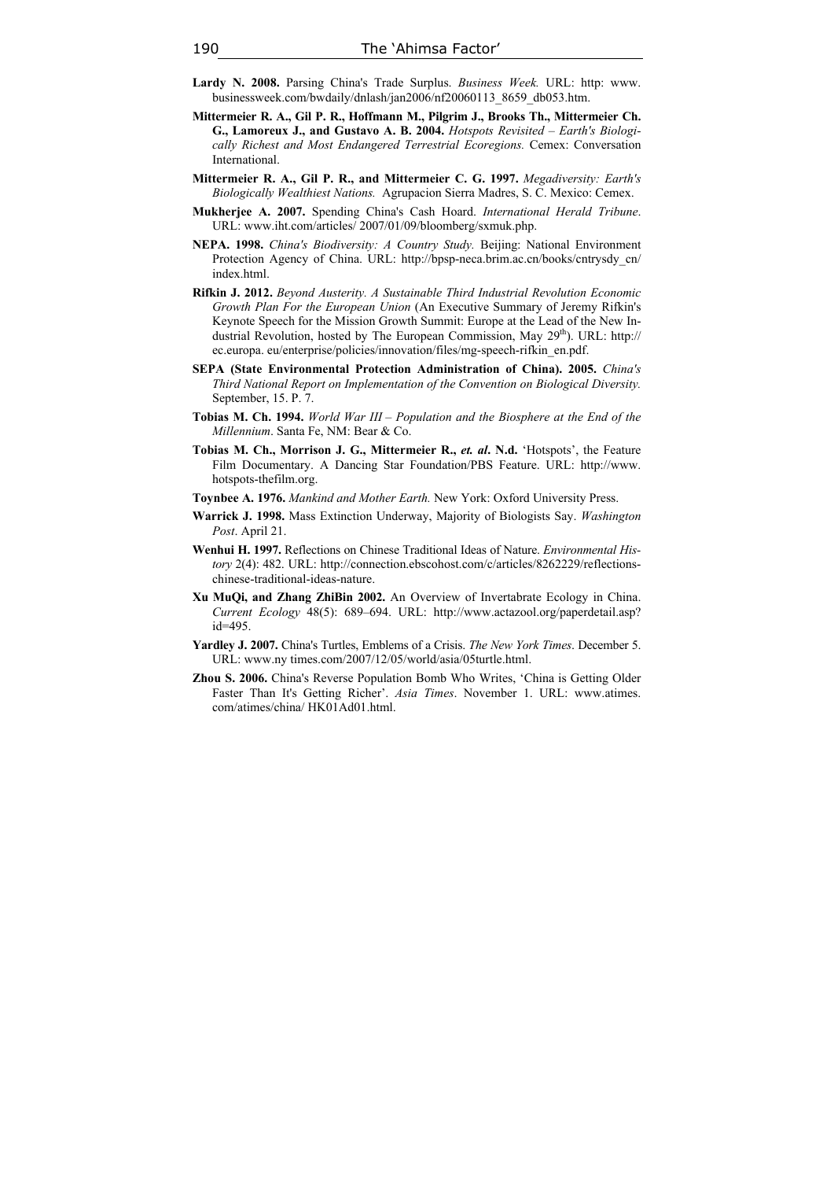**Lardy N. 2008.** Parsing China's Trade Surplus. *Business Week.* URL: http: www. businessweek.com/bwdaily/dnlash/jan2006/nf20060113_8659_db053.htm.

**Mittermeier R. A., Gil P. R., Hoffmann M., Pilgrim J., Brooks Th., Mittermeier Ch. G., Lamoreux J., and Gustavo A. B. 2004.** *Hotspots Revisited – Earth's Biologically Richest and Most Endangered Terrestrial Ecoregions.* Cemex: Conversation International.

**Mittermeier R. A., Gil P. R., and Mittermeier C. G. 1997.** *Megadiversity: Earth's Biologically Wealthiest Nations.* Agrupacion Sierra Madres, S. C. Mexico: Cemex.

**Mukherjee A. 2007.** Spending China's Cash Hoard. *International Herald Tribune*. URL: www.iht.com/articles/ 2007/01/09/bloomberg/sxmuk.php.

**NEPA. 1998.** *China's Biodiversity: A Country Study.* Beijing: National Environment Protection Agency of China. URL: http://bpsp-neca.brim.ac.cn/books/cntrysdy_cn/ index.html.

**Rifkin J. 2012.** *Beyond Austerity. A Sustainable Third Industrial Revolution Economic Growth Plan For the European Union* (An Executive Summary of Jeremy Rifkin's Keynote Speech for the Mission Growth Summit: Europe at the Lead of the New Industrial Revolution, hosted by The European Commission, May 29th). URL: http:// ec.europa. eu/enterprise/policies/innovation/files/mg-speech-rifkin_en.pdf.

**SEPA (State Environmental Protection Administration of China). 2005.** *China's Third National Report on Implementation of the Convention on Biological Diversity.* September, 15. P. 7.

**Tobias M. Ch. 1994.** *World War III – Population and the Biosphere at the End of the Millennium*. Santa Fe, NM: Bear & Co.

**Tobias M. Ch., Morrison J. G., Mittermeier R., *et. al*. N.d.** 'Hotspots', the Feature Film Documentary. A Dancing Star Foundation/PBS Feature. URL: http://www. hotspots-thefilm.org.

**Toynbee A. 1976.** *Mankind and Mother Earth.* New York: Oxford University Press.

**Warrick J. 1998.** Mass Extinction Underway, Majority of Biologists Say. *Washington Post*. April 21.

**Wenhui H. 1997.** Reflections on Chinese Traditional Ideas of Nature. *Environmental History* 2(4): 482. URL: http://connection.ebscohost.com/c/articles/8262229/reflections-chinese-traditional-ideas-nature.

**Xu MuQi, and Zhang ZhiBin 2002.** An Overview of Invertabrate Ecology in China. *Current Ecology* 48(5): 689–694. URL: http://www.actazool.org/paperdetail.asp? id=495.

**Yardley J. 2007.** China's Turtles, Emblems of a Crisis. *The New York Times*. December 5. URL: www.ny times.com/2007/12/05/world/asia/05turtle.html.

**Zhou S. 2006.** China's Reverse Population Bomb Who Writes, 'China is Getting Older Faster Than It's Getting Richer'. *Asia Times*. November 1. URL: www.atimes. com/atimes/china/ HK01Ad01.html.